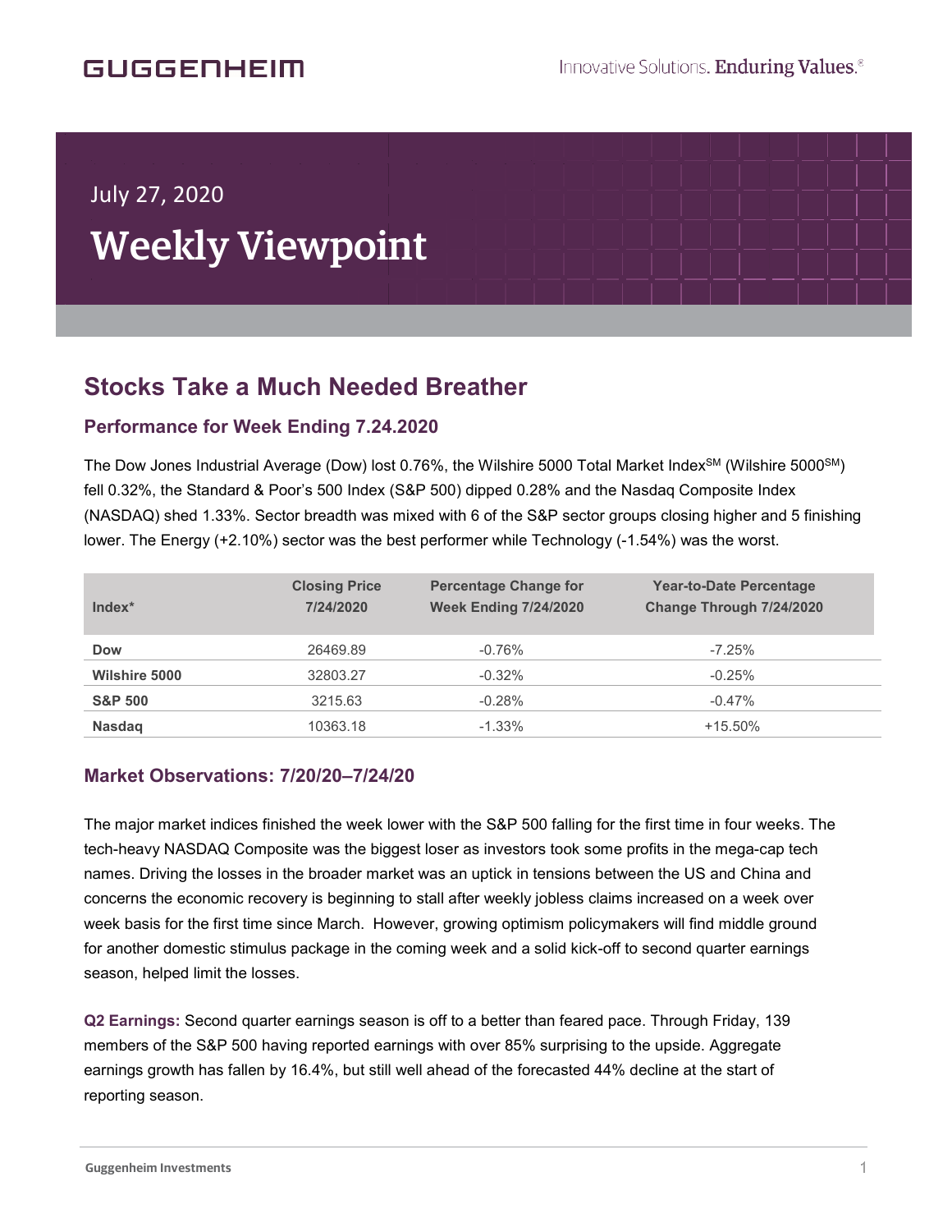GUGGENHEIM

Innovative Solutions. Enduring Values.®

July 27, 2020

# Weekly Viewpoint

## Stocks Take a Much Needed Breather

### Performance for Week Ending 7.24.2020

The Dow Jones Industrial Average (Dow) lost 0.76%, the Wilshire 5000 Total Market Index[SM] (Wilshire 5000[SM]) fell 0.32%, the Standard & Poor's 500 Index (S&P 500) dipped 0.28% and the Nasdaq Composite Index (NASDAQ) shed 1.33%. Sector breadth was mixed with 6 of the S&P sector groups closing higher and 5 finishing lower. The Energy (+2.10%) sector was the best performer while Technology (-1.54%) was the worst.

| Index* | Closing Price 7/24/2020 | Percentage Change for Week Ending 7/24/2020 | Year-to-Date Percentage Change Through 7/24/2020 |
|---|---|---|---|
| **Dow** | 26469.89 | -0.76% | -7.25% |
| **Wilshire 5000** | 32803.27 | -0.32% | -0.25% |
| **S&P 500** | 3215.63 | -0.28% | -0.47% |
| **Nasdaq** | 10363.18 | -1.33% | +15.50% |

### Market Observations: 7/20/20–7/24/20

The major market indices finished the week lower with the S&P 500 falling for the first time in four weeks. The tech-heavy NASDAQ Composite was the biggest loser as investors took some profits in the mega-cap tech names. Driving the losses in the broader market was an uptick in tensions between the US and China and concerns the economic recovery is beginning to stall after weekly jobless claims increased on a week over week basis for the first time since March. However, growing optimism policymakers will find middle ground for another domestic stimulus package in the coming week and a solid kick-off to second quarter earnings season, helped limit the losses.

**Q2 Earnings:** Second quarter earnings season is off to a better than feared pace. Through Friday, 139 members of the S&P 500 having reported earnings with over 85% surprising to the upside. Aggregate earnings growth has fallen by 16.4%, but still well ahead of the forecasted 44% decline at the start of reporting season.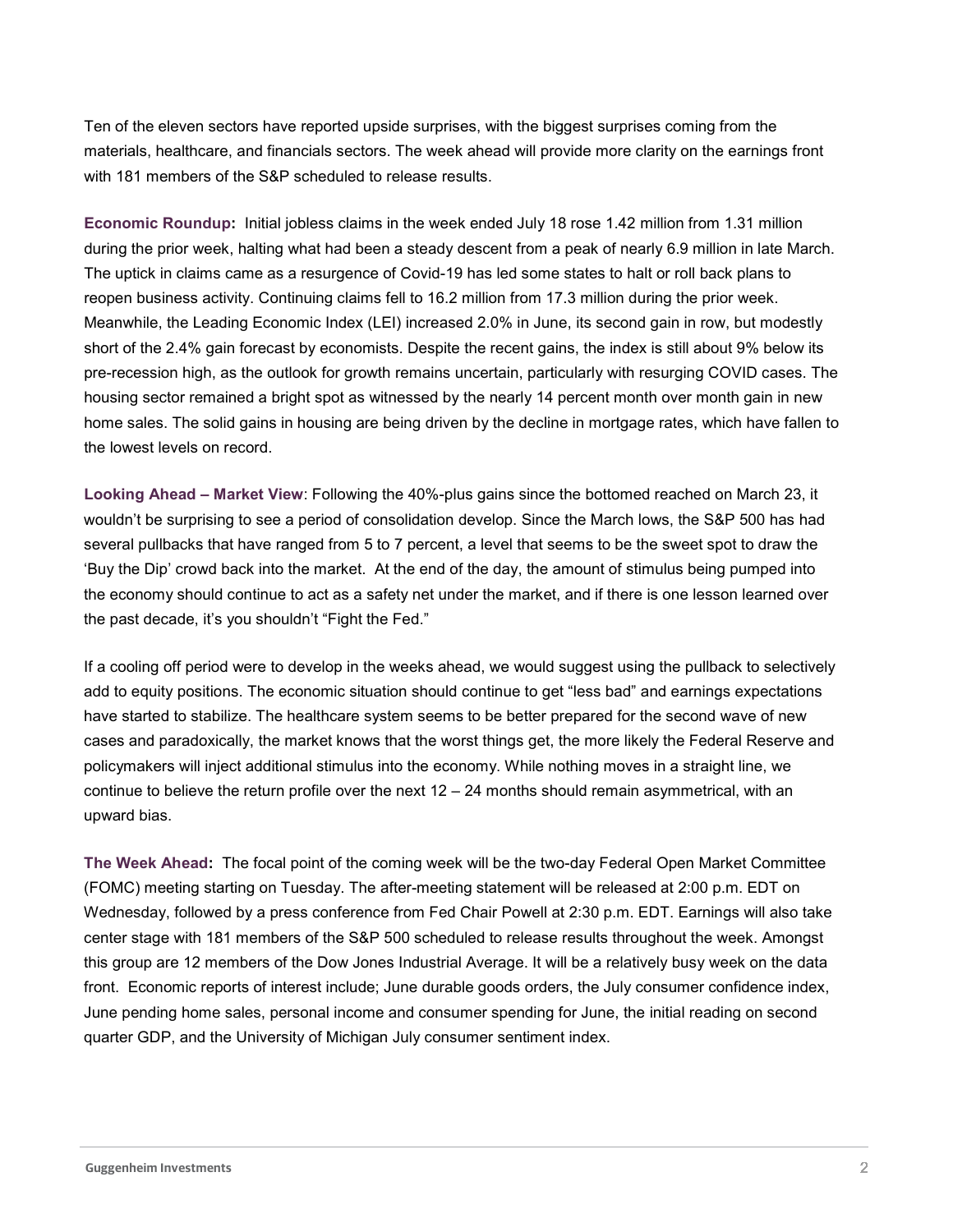Ten of the eleven sectors have reported upside surprises, with the biggest surprises coming from the materials, healthcare, and financials sectors. The week ahead will provide more clarity on the earnings front with 181 members of the S&P scheduled to release results.

**Economic Roundup:** Initial jobless claims in the week ended July 18 rose 1.42 million from 1.31 million during the prior week, halting what had been a steady descent from a peak of nearly 6.9 million in late March. The uptick in claims came as a resurgence of Covid-19 has led some states to halt or roll back plans to reopen business activity. Continuing claims fell to 16.2 million from 17.3 million during the prior week. Meanwhile, the Leading Economic Index (LEI) increased 2.0% in June, its second gain in row, but modestly short of the 2.4% gain forecast by economists. Despite the recent gains, the index is still about 9% below its pre-recession high, as the outlook for growth remains uncertain, particularly with resurging COVID cases. The housing sector remained a bright spot as witnessed by the nearly 14 percent month over month gain in new home sales. The solid gains in housing are being driven by the decline in mortgage rates, which have fallen to the lowest levels on record.

**Looking Ahead – Market View**: Following the 40%-plus gains since the bottomed reached on March 23, it wouldn't be surprising to see a period of consolidation develop. Since the March lows, the S&P 500 has had several pullbacks that have ranged from 5 to 7 percent, a level that seems to be the sweet spot to draw the 'Buy the Dip' crowd back into the market. At the end of the day, the amount of stimulus being pumped into the economy should continue to act as a safety net under the market, and if there is one lesson learned over the past decade, it's you shouldn't "Fight the Fed."

If a cooling off period were to develop in the weeks ahead, we would suggest using the pullback to selectively add to equity positions. The economic situation should continue to get "less bad" and earnings expectations have started to stabilize. The healthcare system seems to be better prepared for the second wave of new cases and paradoxically, the market knows that the worst things get, the more likely the Federal Reserve and policymakers will inject additional stimulus into the economy. While nothing moves in a straight line, we continue to believe the return profile over the next 12 – 24 months should remain asymmetrical, with an upward bias.

**The Week Ahead:** The focal point of the coming week will be the two-day Federal Open Market Committee (FOMC) meeting starting on Tuesday. The after-meeting statement will be released at 2:00 p.m. EDT on Wednesday, followed by a press conference from Fed Chair Powell at 2:30 p.m. EDT. Earnings will also take center stage with 181 members of the S&P 500 scheduled to release results throughout the week. Amongst this group are 12 members of the Dow Jones Industrial Average. It will be a relatively busy week on the data front. Economic reports of interest include; June durable goods orders, the July consumer confidence index, June pending home sales, personal income and consumer spending for June, the initial reading on second quarter GDP, and the University of Michigan July consumer sentiment index.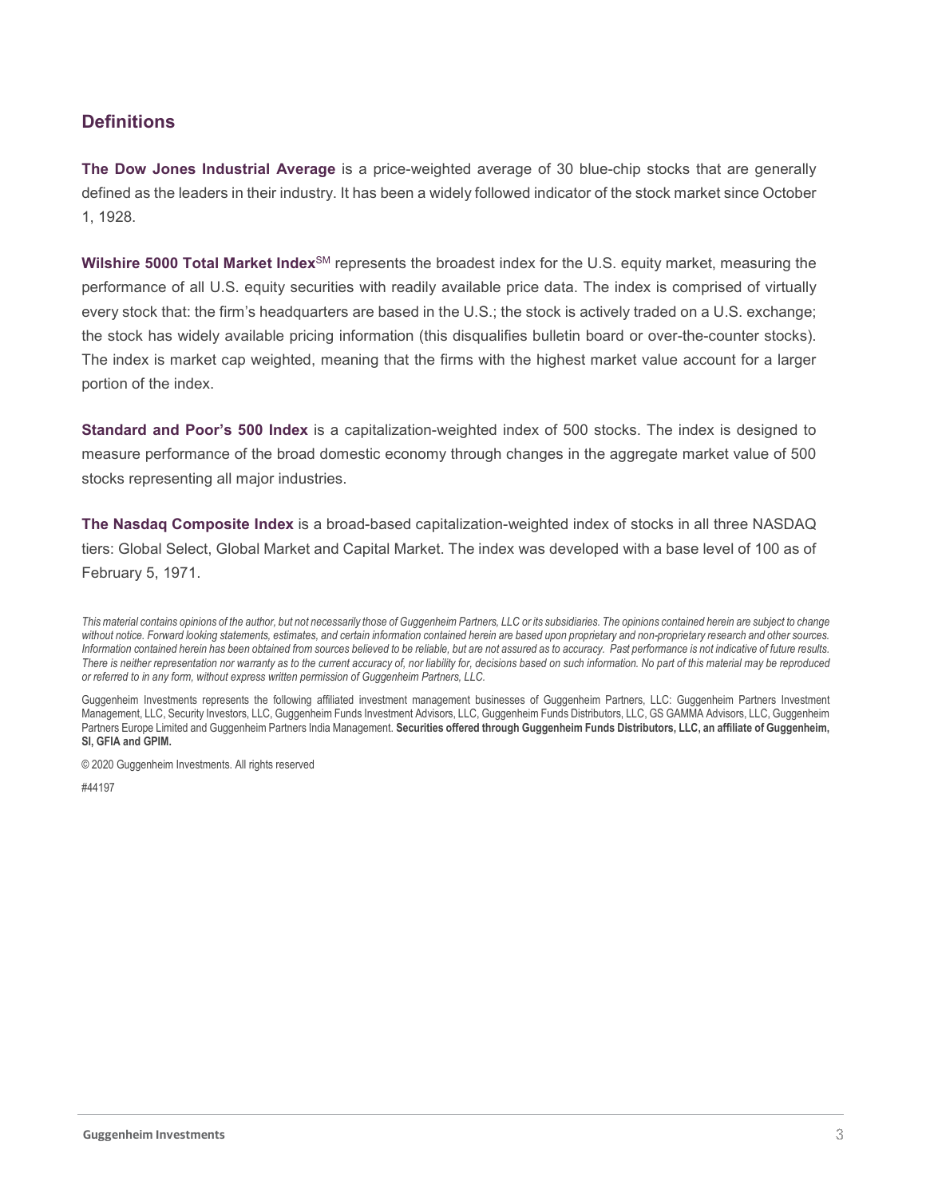## Definitions

**The Dow Jones Industrial Average** is a price-weighted average of 30 blue-chip stocks that are generally defined as the leaders in their industry. It has been a widely followed indicator of the stock market since October 1, 1928.

**Wilshire 5000 Total Market Index**SM represents the broadest index for the U.S. equity market, measuring the performance of all U.S. equity securities with readily available price data. The index is comprised of virtually every stock that: the firm's headquarters are based in the U.S.; the stock is actively traded on a U.S. exchange; the stock has widely available pricing information (this disqualifies bulletin board or over-the-counter stocks). The index is market cap weighted, meaning that the firms with the highest market value account for a larger portion of the index.

**Standard and Poor's 500 Index** is a capitalization-weighted index of 500 stocks. The index is designed to measure performance of the broad domestic economy through changes in the aggregate market value of 500 stocks representing all major industries.

**The Nasdaq Composite Index** is a broad-based capitalization-weighted index of stocks in all three NASDAQ tiers: Global Select, Global Market and Capital Market. The index was developed with a base level of 100 as of February 5, 1971.

*This material contains opinions of the author, but not necessarily those of Guggenheim Partners, LLC or its subsidiaries. The opinions contained herein are subject to change without notice. Forward looking statements, estimates, and certain information contained herein are based upon proprietary and non-proprietary research and other sources. Information contained herein has been obtained from sources believed to be reliable, but are not assured as to accuracy. Past performance is not indicative of future results. There is neither representation nor warranty as to the current accuracy of, nor liability for, decisions based on such information. No part of this material may be reproduced or referred to in any form, without express written permission of Guggenheim Partners, LLC.*

Guggenheim Investments represents the following affiliated investment management businesses of Guggenheim Partners, LLC: Guggenheim Partners Investment Management, LLC, Security Investors, LLC, Guggenheim Funds Investment Advisors, LLC, Guggenheim Funds Distributors, LLC, GS GAMMA Advisors, LLC, Guggenheim Partners Europe Limited and Guggenheim Partners India Management. **Securities offered through Guggenheim Funds Distributors, LLC, an affiliate of Guggenheim, SI, GFIA and GPIM.**

© 2020 Guggenheim Investments. All rights reserved

#44197